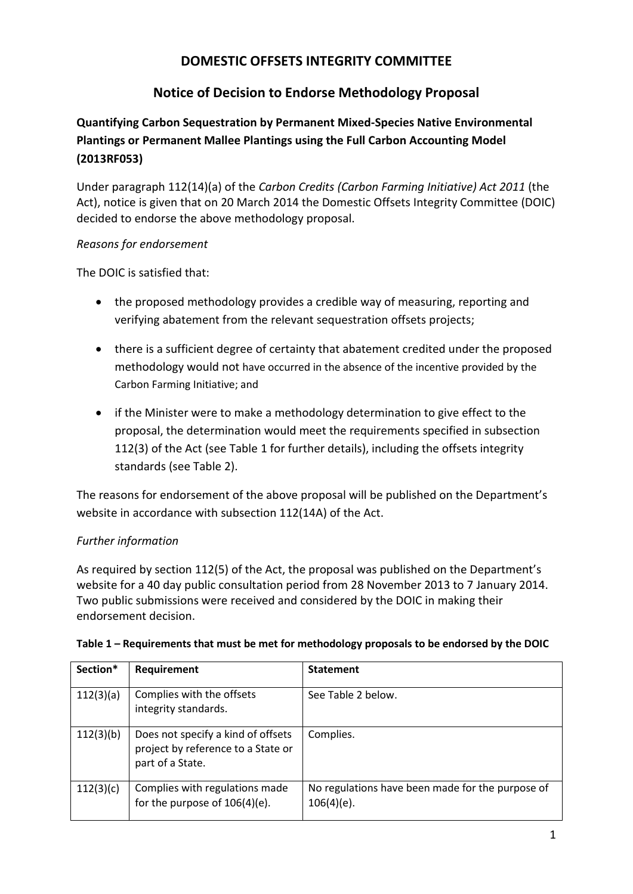# DOMESTIC OFFSETS INTEGRITY COMMITTEE

## Notice of Decision to Endorse Methodology Proposal

### Quantifying Carbon Sequestration by Permanent Mixed-Species Native Environmental Plantings or Permanent Mallee Plantings using the Full Carbon Accounting Model (2013RF053)

Under paragraph 112(14)(a) of the *Carbon Credits (Carbon Farming Initiative) Act 2011* (the Act), notice is given that on 20 March 2014 the Domestic Offsets Integrity Committee (DOIC) decided to endorse the above methodology proposal.

*Reasons for endorsement*

The DOIC is satisfied that:

- the proposed methodology provides a credible way of measuring, reporting and verifying abatement from the relevant sequestration offsets projects;
- there is a sufficient degree of certainty that abatement credited under the proposed methodology would not have occurred in the absence of the incentive provided by the Carbon Farming Initiative; and
- if the Minister were to make a methodology determination to give effect to the proposal, the determination would meet the requirements specified in subsection 112(3) of the Act (see Table 1 for further details), including the offsets integrity standards (see Table 2).

The reasons for endorsement of the above proposal will be published on the Department's website in accordance with subsection 112(14A) of the Act.

*Further information*

As required by section 112(5) of the Act, the proposal was published on the Department's website for a 40 day public consultation period from 28 November 2013 to 7 January 2014. Two public submissions were received and considered by the DOIC in making their endorsement decision.

**Table 1 – Requirements that must be met for methodology proposals to be endorsed by the DOIC**

| Section* | Requirement | Statement |
|---|---|---|
| 112(3)(a) | Complies with the offsets integrity standards. | See Table 2 below. |
| 112(3)(b) | Does not specify a kind of offsets project by reference to a State or part of a State. | Complies. |
| 112(3)(c) | Complies with regulations made for the purpose of 106(4)(e). | No regulations have been made for the purpose of 106(4)(e). |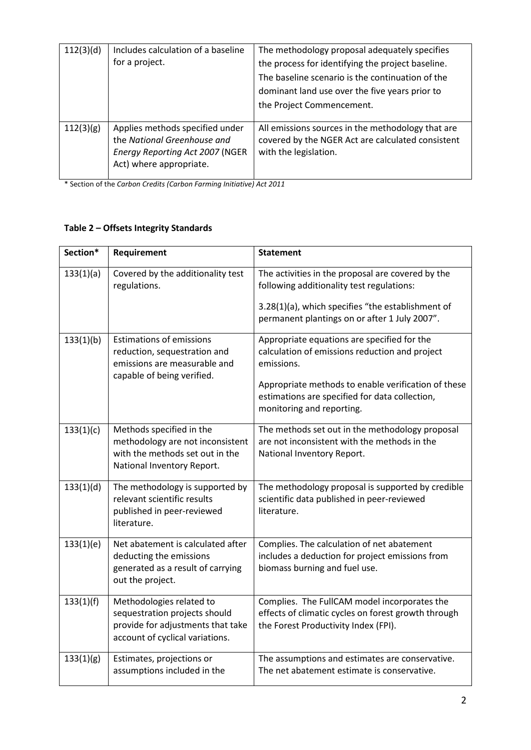| 112(3)(d) | Includes calculation of a baseline for a project. | The methodology proposal adequately specifies the process for identifying the project baseline. The baseline scenario is the continuation of the dominant land use over the five years prior to the Project Commencement. |
|---|---|---|
| 112(3)(g) | Applies methods specified under the *National Greenhouse and Energy Reporting Act 2007* (NGER Act) where appropriate. | All emissions sources in the methodology that are covered by the NGER Act are calculated consistent with the legislation. |

\* Section of the *Carbon Credits (Carbon Farming Initiative) Act 2011*

**Table 2 – Offsets Integrity Standards**

| Section* | Requirement | Statement |
|---|---|---|
| 133(1)(a) | Covered by the additionality test regulations. | The activities in the proposal are covered by the following additionality test regulations:<br><br>3.28(1)(a), which specifies "the establishment of permanent plantings on or after 1 July 2007". |
| 133(1)(b) | Estimations of emissions reduction, sequestration and emissions are measurable and capable of being verified. | Appropriate equations are specified for the calculation of emissions reduction and project emissions.<br><br>Appropriate methods to enable verification of these estimations are specified for data collection, monitoring and reporting. |
| 133(1)(c) | Methods specified in the methodology are not inconsistent with the methods set out in the National Inventory Report. | The methods set out in the methodology proposal are not inconsistent with the methods in the National Inventory Report. |
| 133(1)(d) | The methodology is supported by relevant scientific results published in peer-reviewed literature. | The methodology proposal is supported by credible scientific data published in peer-reviewed literature. |
| 133(1)(e) | Net abatement is calculated after deducting the emissions generated as a result of carrying out the project. | Complies. The calculation of net abatement includes a deduction for project emissions from biomass burning and fuel use. |
| 133(1)(f) | Methodologies related to sequestration projects should provide for adjustments that take account of cyclical variations. | Complies. The FullCAM model incorporates the effects of climatic cycles on forest growth through the Forest Productivity Index (FPI). |
| 133(1)(g) | Estimates, projections or assumptions included in the | The assumptions and estimates are conservative. The net abatement estimate is conservative. |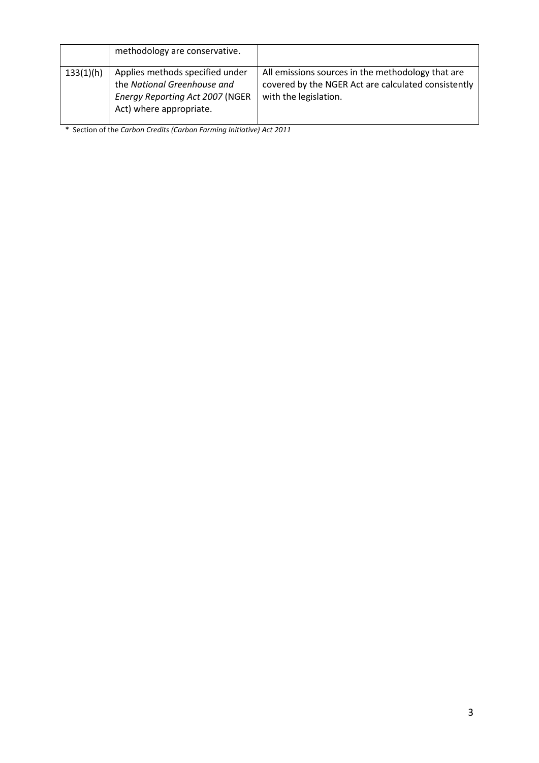| | | |
|---|---|---|
| | methodology are conservative. | |
| 133(1)(h) | Applies methods specified under the *National Greenhouse and Energy Reporting Act 2007* (NGER Act) where appropriate. | All emissions sources in the methodology that are covered by the NGER Act are calculated consistently with the legislation. |

\* Section of the *Carbon Credits (Carbon Farming Initiative) Act 2011*